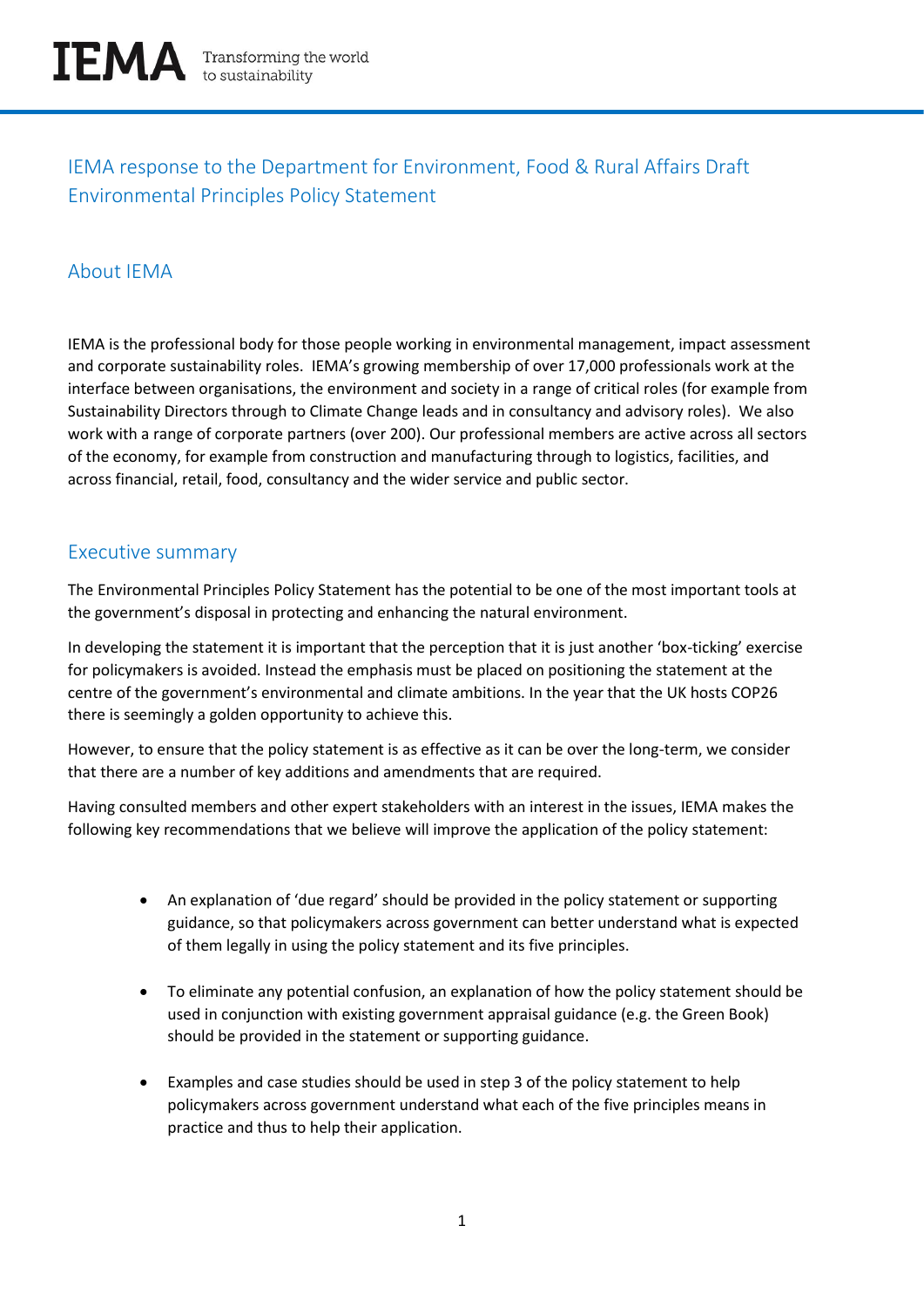IEMA Transforming the world to sustainability

# IEMA response to the Department for Environment, Food & Rural Affairs Draft Environmental Principles Policy Statement

## About IEMA

IEMA is the professional body for those people working in environmental management, impact assessment and corporate sustainability roles. IEMA's growing membership of over 17,000 professionals work at the interface between organisations, the environment and society in a range of critical roles (for example from Sustainability Directors through to Climate Change leads and in consultancy and advisory roles). We also work with a range of corporate partners (over 200). Our professional members are active across all sectors of the economy, for example from construction and manufacturing through to logistics, facilities, and across financial, retail, food, consultancy and the wider service and public sector.

## Executive summary

The Environmental Principles Policy Statement has the potential to be one of the most important tools at the government's disposal in protecting and enhancing the natural environment.

In developing the statement it is important that the perception that it is just another 'box-ticking' exercise for policymakers is avoided. Instead the emphasis must be placed on positioning the statement at the centre of the government's environmental and climate ambitions. In the year that the UK hosts COP26 there is seemingly a golden opportunity to achieve this.

However, to ensure that the policy statement is as effective as it can be over the long-term, we consider that there are a number of key additions and amendments that are required.

Having consulted members and other expert stakeholders with an interest in the issues, IEMA makes the following key recommendations that we believe will improve the application of the policy statement:

- An explanation of 'due regard' should be provided in the policy statement or supporting guidance, so that policymakers across government can better understand what is expected of them legally in using the policy statement and its five principles.

- To eliminate any potential confusion, an explanation of how the policy statement should be used in conjunction with existing government appraisal guidance (e.g. the Green Book) should be provided in the statement or supporting guidance.

- Examples and case studies should be used in step 3 of the policy statement to help policymakers across government understand what each of the five principles means in practice and thus to help their application.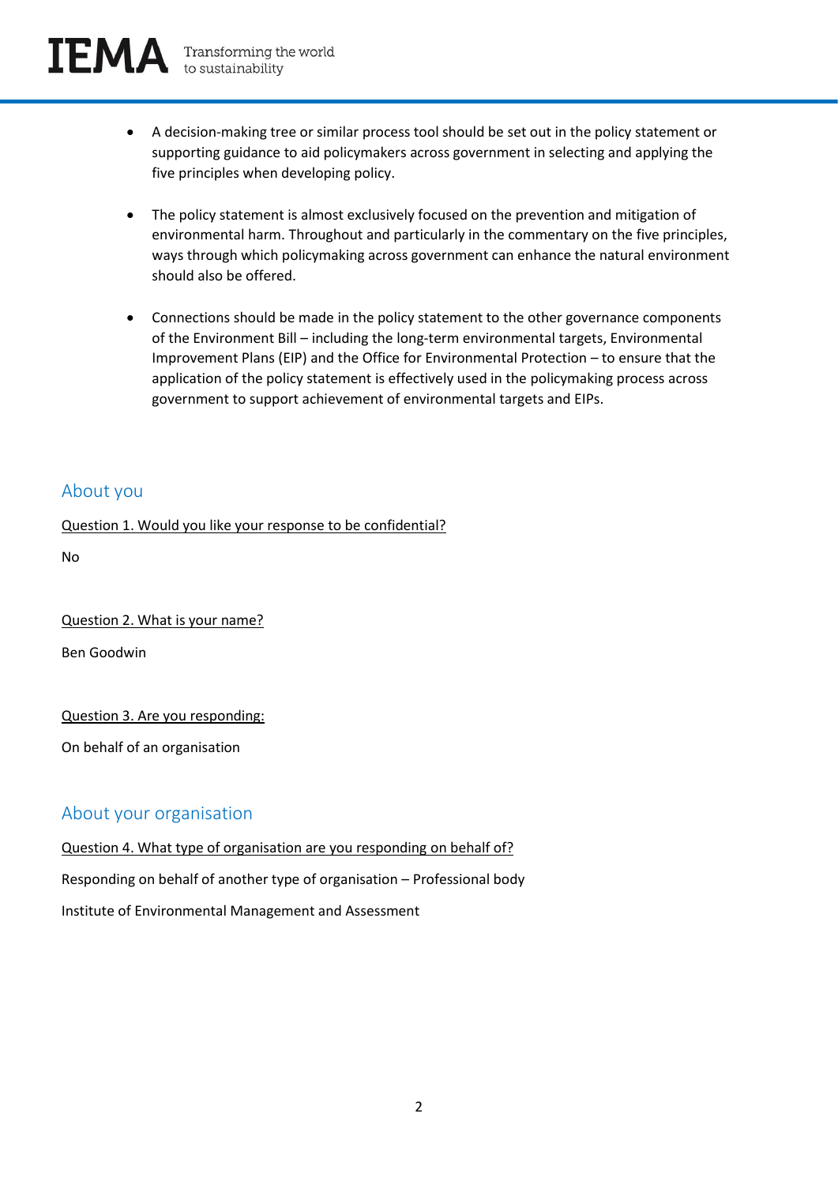- A decision-making tree or similar process tool should be set out in the policy statement or supporting guidance to aid policymakers across government in selecting and applying the five principles when developing policy.

- The policy statement is almost exclusively focused on the prevention and mitigation of environmental harm. Throughout and particularly in the commentary on the five principles, ways through which policymaking across government can enhance the natural environment should also be offered.

- Connections should be made in the policy statement to the other governance components of the Environment Bill – including the long-term environmental targets, Environmental Improvement Plans (EIP) and the Office for Environmental Protection – to ensure that the application of the policy statement is effectively used in the policymaking process across government to support achievement of environmental targets and EIPs.

## About you

<u>Question 1. Would you like your response to be confidential?</u>

No

<u>Question 2. What is your name?</u>

Ben Goodwin

<u>Question 3. Are you responding:</u>

On behalf of an organisation

## About your organisation

<u>Question 4. What type of organisation are you responding on behalf of?</u>

Responding on behalf of another type of organisation – Professional body

Institute of Environmental Management and Assessment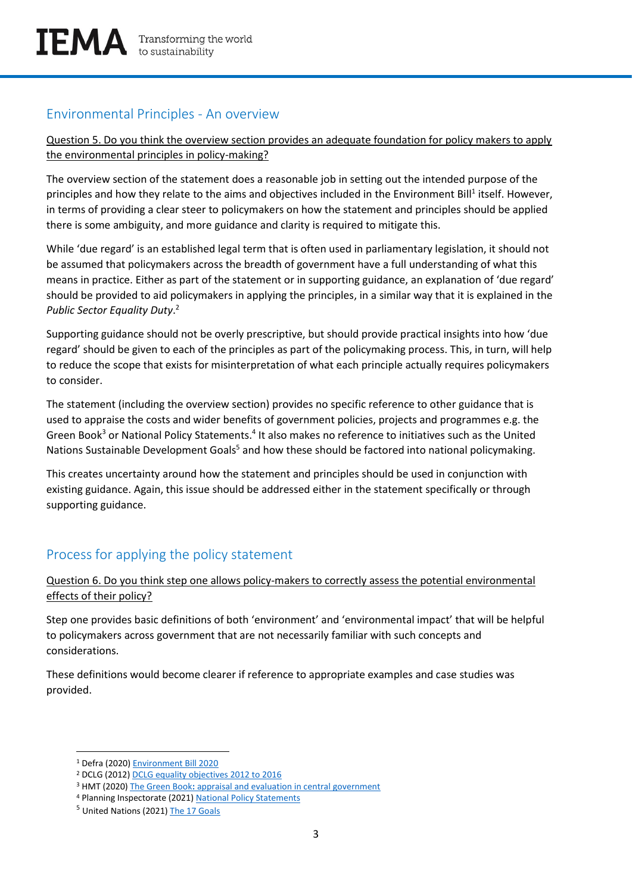## Environmental Principles - An overview

Question 5. Do you think the overview section provides an adequate foundation for policy makers to apply the environmental principles in policy-making?

The overview section of the statement does a reasonable job in setting out the intended purpose of the principles and how they relate to the aims and objectives included in the Environment Bill[1] itself. However, in terms of providing a clear steer to policymakers on how the statement and principles should be applied there is some ambiguity, and more guidance and clarity is required to mitigate this.

While 'due regard' is an established legal term that is often used in parliamentary legislation, it should not be assumed that policymakers across the breadth of government have a full understanding of what this means in practice. Either as part of the statement or in supporting guidance, an explanation of 'due regard' should be provided to aid policymakers in applying the principles, in a similar way that it is explained in the *Public Sector Equality Duty*.[2]

Supporting guidance should not be overly prescriptive, but should provide practical insights into how 'due regard' should be given to each of the principles as part of the policymaking process. This, in turn, will help to reduce the scope that exists for misinterpretation of what each principle actually requires policymakers to consider.

The statement (including the overview section) provides no specific reference to other guidance that is used to appraise the costs and wider benefits of government policies, projects and programmes e.g. the Green Book[3] or National Policy Statements.[4] It also makes no reference to initiatives such as the United Nations Sustainable Development Goals[5] and how these should be factored into national policymaking.

This creates uncertainty around how the statement and principles should be used in conjunction with existing guidance. Again, this issue should be addressed either in the statement specifically or through supporting guidance.

## Process for applying the policy statement

Question 6. Do you think step one allows policy-makers to correctly assess the potential environmental effects of their policy?

Step one provides basic definitions of both 'environment' and 'environmental impact' that will be helpful to policymakers across government that are not necessarily familiar with such concepts and considerations.

These definitions would become clearer if reference to appropriate examples and case studies was provided.

---

[1] Defra (2020) Environment Bill 2020
[2] DCLG (2012) DCLG equality objectives 2012 to 2016
[3] HMT (2020) The Green Book: appraisal and evaluation in central government
[4] Planning Inspectorate (2021) National Policy Statements
[5] United Nations (2021) The 17 Goals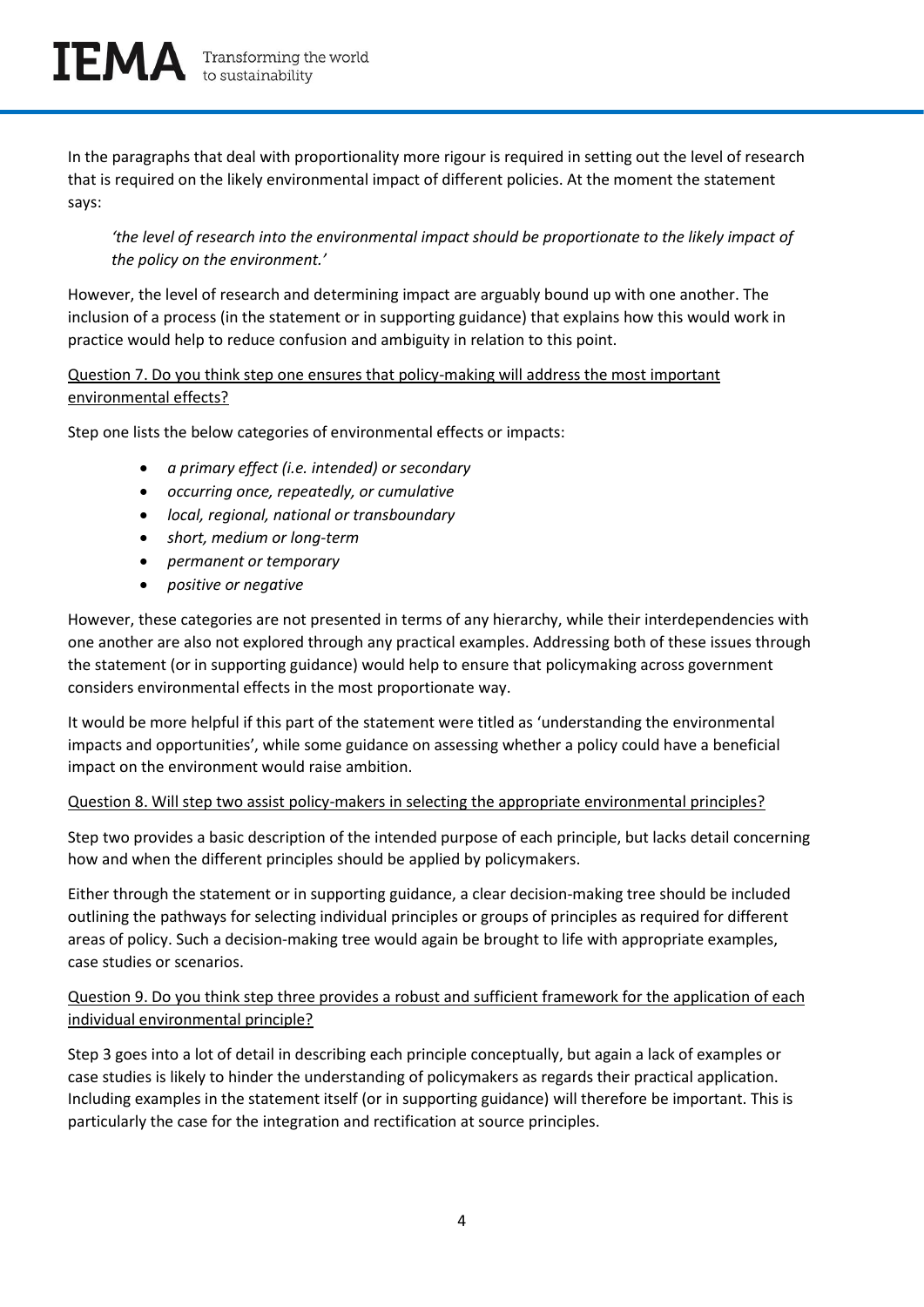In the paragraphs that deal with proportionality more rigour is required in setting out the level of research that is required on the likely environmental impact of different policies. At the moment the statement says:

> *'the level of research into the environmental impact should be proportionate to the likely impact of the policy on the environment.'*

However, the level of research and determining impact are arguably bound up with one another. The inclusion of a process (in the statement or in supporting guidance) that explains how this would work in practice would help to reduce confusion and ambiguity in relation to this point.

<u>Question 7. Do you think step one ensures that policy-making will address the most important environmental effects?</u>

Step one lists the below categories of environmental effects or impacts:

- *a primary effect (i.e. intended) or secondary*
- *occurring once, repeatedly, or cumulative*
- *local, regional, national or transboundary*
- *short, medium or long-term*
- *permanent or temporary*
- *positive or negative*

However, these categories are not presented in terms of any hierarchy, while their interdependencies with one another are also not explored through any practical examples. Addressing both of these issues through the statement (or in supporting guidance) would help to ensure that policymaking across government considers environmental effects in the most proportionate way.

It would be more helpful if this part of the statement were titled as 'understanding the environmental impacts and opportunities', while some guidance on assessing whether a policy could have a beneficial impact on the environment would raise ambition.

<u>Question 8. Will step two assist policy-makers in selecting the appropriate environmental principles?</u>

Step two provides a basic description of the intended purpose of each principle, but lacks detail concerning how and when the different principles should be applied by policymakers.

Either through the statement or in supporting guidance, a clear decision-making tree should be included outlining the pathways for selecting individual principles or groups of principles as required for different areas of policy. Such a decision-making tree would again be brought to life with appropriate examples, case studies or scenarios.

<u>Question 9. Do you think step three provides a robust and sufficient framework for the application of each individual environmental principle?</u>

Step 3 goes into a lot of detail in describing each principle conceptually, but again a lack of examples or case studies is likely to hinder the understanding of policymakers as regards their practical application. Including examples in the statement itself (or in supporting guidance) will therefore be important. This is particularly the case for the integration and rectification at source principles.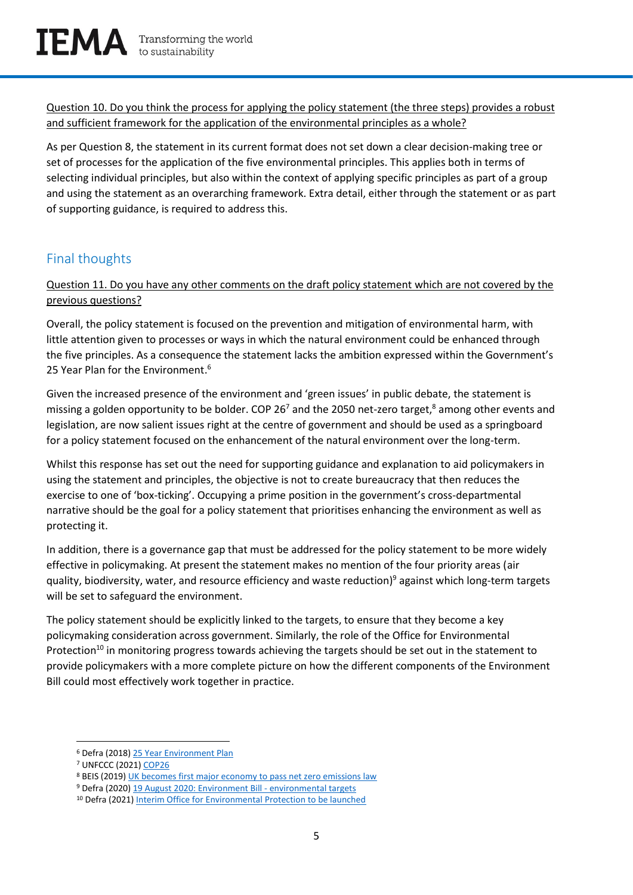Question 10. Do you think the process for applying the policy statement (the three steps) provides a robust and sufficient framework for the application of the environmental principles as a whole?

As per Question 8, the statement in its current format does not set down a clear decision-making tree or set of processes for the application of the five environmental principles. This applies both in terms of selecting individual principles, but also within the context of applying specific principles as part of a group and using the statement as an overarching framework. Extra detail, either through the statement or as part of supporting guidance, is required to address this.

## Final thoughts

Question 11. Do you have any other comments on the draft policy statement which are not covered by the previous questions?

Overall, the policy statement is focused on the prevention and mitigation of environmental harm, with little attention given to processes or ways in which the natural environment could be enhanced through the five principles. As a consequence the statement lacks the ambition expressed within the Government's 25 Year Plan for the Environment.[6]

Given the increased presence of the environment and 'green issues' in public debate, the statement is missing a golden opportunity to be bolder. COP 26[7] and the 2050 net-zero target,[8] among other events and legislation, are now salient issues right at the centre of government and should be used as a springboard for a policy statement focused on the enhancement of the natural environment over the long-term.

Whilst this response has set out the need for supporting guidance and explanation to aid policymakers in using the statement and principles, the objective is not to create bureaucracy that then reduces the exercise to one of 'box-ticking'. Occupying a prime position in the government's cross-departmental narrative should be the goal for a policy statement that prioritises enhancing the environment as well as protecting it.

In addition, there is a governance gap that must be addressed for the policy statement to be more widely effective in policymaking. At present the statement makes no mention of the four priority areas (air quality, biodiversity, water, and resource efficiency and waste reduction)[9] against which long-term targets will be set to safeguard the environment.

The policy statement should be explicitly linked to the targets, to ensure that they become a key policymaking consideration across government. Similarly, the role of the Office for Environmental Protection[10] in monitoring progress towards achieving the targets should be set out in the statement to provide policymakers with a more complete picture on how the different components of the Environment Bill could most effectively work together in practice.

---

[6] Defra (2018) 25 Year Environment Plan

[7] UNFCCC (2021) COP26

[8] BEIS (2019) UK becomes first major economy to pass net zero emissions law

[9] Defra (2020) 19 August 2020: Environment Bill - environmental targets

[10] Defra (2021) Interim Office for Environmental Protection to be launched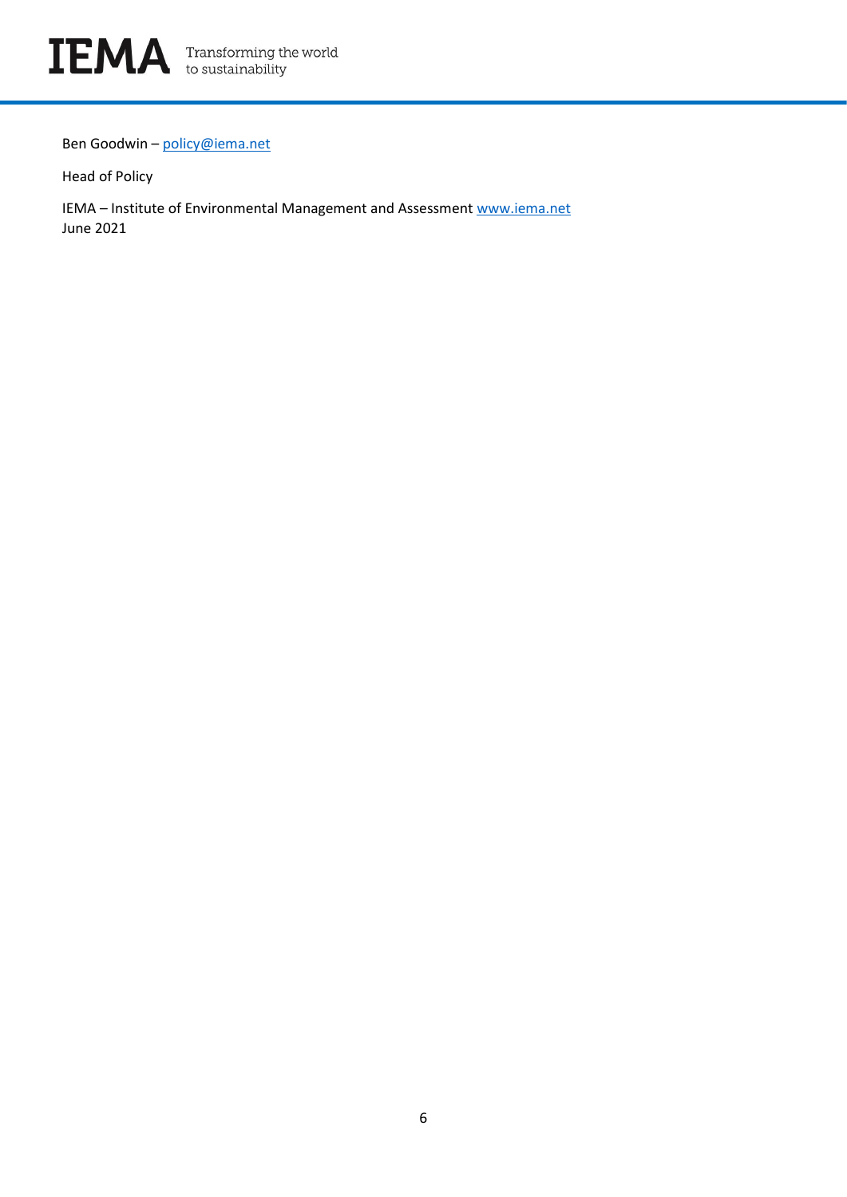Ben Goodwin – policy@iema.net

Head of Policy

IEMA – Institute of Environmental Management and Assessment www.iema.net
June 2021